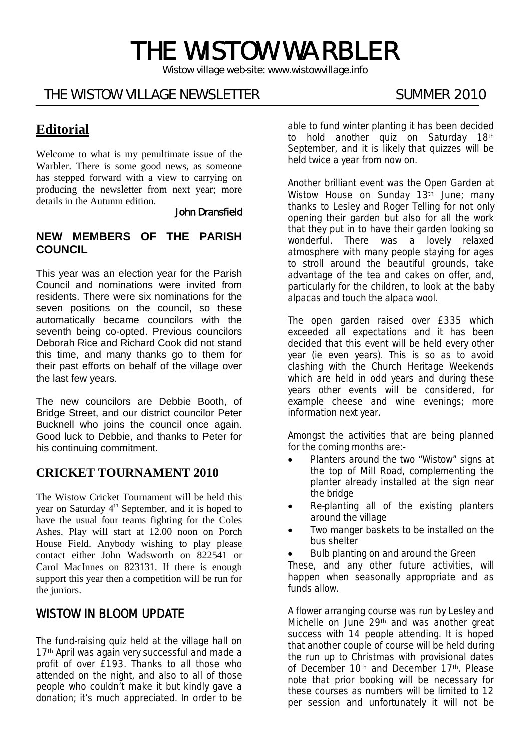# THE WISTOW WARBLER

Wistow village web-site: www.wistowvillage.info

THE WISTOW VILLAGE NEWSLETTER SUMMER 2010

## Editorial

Welcome to what is my penultimate issue of the Warbler. There is some good news, as someone has stepped forward with a view to carrying on producing the newsletter from next year; more details in the Autumn edition.

**John Dransfield**

### NEW MEMBERS OF THE PARISH COUNCIL

This year was an election year for the Parish Council and nominations were invited from residents. There were six nominations for the seven positions on the council, so these automatically became councilors with the seventh being co-opted. Previous councilors Deborah Rice and Richard Cook did not stand this time, and many thanks go to them for their past efforts on behalf of the village over the last few years.

The new councilors are Debbie Booth, of Bridge Street, and our district councilor Peter Bucknell who joins the council once again. Good luck to Debbie, and thanks to Peter for his continuing commitment.

## CRICKET TOURNAMENT 2010

The Wistow Cricket Tournament will be held this year on Saturday 4th September, and it is hoped to have the usual four teams fighting for the Coles Ashes. Play will start at 12.00 noon on Porch House Field. Anybody wishing to play please contact either John Wadsworth on 822541 or Carol MacInnes on 823131. If there is enough support this year then a competition will be run for the juniors.

## WISTOW IN BLOOM UPDATE

The fund-raising quiz held at the village hall on 17th April was again very successful and made a profit of over £193. Thanks to all those who attended on the night, and also to all of those people who couldn't make it but kindly gave a donation; it's much appreciated. In order to be able to fund winter planting it has been decided to hold another quiz on Saturday 18th September, and it is likely that quizzes will be held twice a year from now on.

Another brilliant event was the Open Garden at Wistow House on Sunday 13th June; many thanks to Lesley and Roger Telling for not only opening their garden but also for all the work that they put in to have their garden looking so wonderful. There was a lovely relaxed atmosphere with many people staying for ages to stroll around the beautiful grounds, take advantage of the tea and cakes on offer, and, particularly for the children, to look at the baby alpacas and touch the alpaca wool.

The open garden raised over £335 which exceeded all expectations and it has been decided that this event will be held every other year (ie even years). This is so as to avoid clashing with the Church Heritage Weekends which are held in odd years and during these years other events will be considered, for example cheese and wine evenings; more information next year.

Amongst the activities that are being planned for the coming months are:-

- Planters around the two "Wistow" signs at the top of Mill Road, complementing the planter already installed at the sign near the bridge
- Re-planting all of the existing planters around the village
- Two manger baskets to be installed on the bus shelter
- Bulb planting on and around the Green

These, and any other future activities, will happen when seasonally appropriate and as funds allow.

A flower arranging course was run by Lesley and Michelle on June 29th and was another great success with 14 people attending. It is hoped that another couple of course will be held during the run up to Christmas with provisional dates of December 10th and December 17th. Please note that prior booking will be necessary for these courses as numbers will be limited to 12 per session and unfortunately it will not be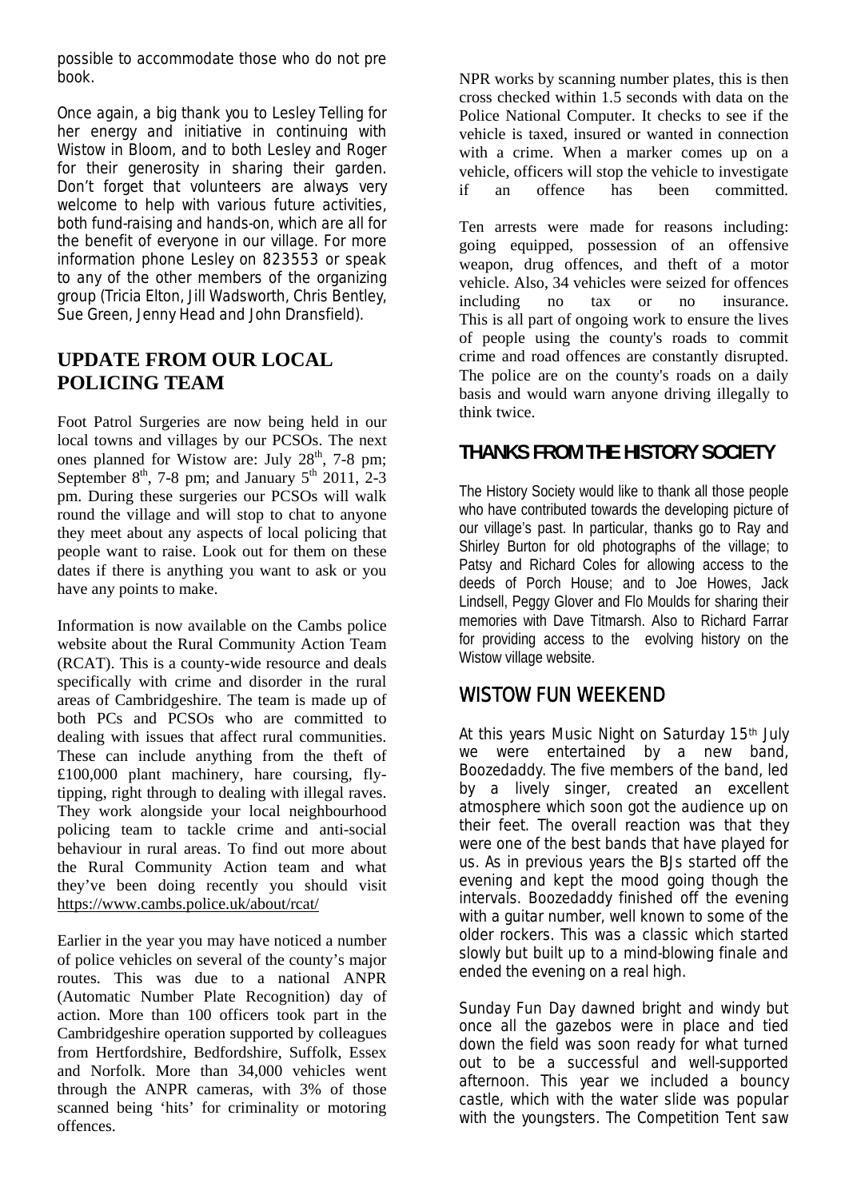possible to accommodate those who do not pre book.

Once again, a big thank you to Lesley Telling for her energy and initiative in continuing with Wistow in Bloom, and to both Lesley and Roger for their generosity in sharing their garden. Don't forget that volunteers are always very welcome to help with various future activities, both fund-raising and hands-on, which are all for the benefit of everyone in our village. For more information phone Lesley on 823553 or speak to any of the other members of the organizing group (Tricia Elton, Jill Wadsworth, Chris Bentley, Sue Green, Jenny Head and John Dransfield).

## UPDATE FROM OUR LOCAL POLICING TEAM

Foot Patrol Surgeries are now being held in our local towns and villages by our PCSOs. The next ones planned for Wistow are: July 28th, 7-8 pm; September 8th, 7-8 pm; and January 5th 2011, 2-3 pm. During these surgeries our PCSOs will walk round the village and will stop to chat to anyone they meet about any aspects of local policing that people want to raise. Look out for them on these dates if there is anything you want to ask or you have any points to make.

Information is now available on the Cambs police website about the Rural Community Action Team (RCAT). This is a county-wide resource and deals specifically with crime and disorder in the rural areas of Cambridgeshire. The team is made up of both PCs and PCSOs who are committed to dealing with issues that affect rural communities. These can include anything from the theft of £100,000 plant machinery, hare coursing, fly-tipping, right through to dealing with illegal raves. They work alongside your local neighbourhood policing team to tackle crime and anti-social behaviour in rural areas. To find out more about the Rural Community Action team and what they've been doing recently you should visit https://www.cambs.police.uk/about/rcat/

Earlier in the year you may have noticed a number of police vehicles on several of the county's major routes. This was due to a national ANPR (Automatic Number Plate Recognition) day of action. More than 100 officers took part in the Cambridgeshire operation supported by colleagues from Hertfordshire, Bedfordshire, Suffolk, Essex and Norfolk. More than 34,000 vehicles went through the ANPR cameras, with 3% of those scanned being 'hits' for criminality or motoring offences.

NPR works by scanning number plates, this is then cross checked within 1.5 seconds with data on the Police National Computer. It checks to see if the vehicle is taxed, insured or wanted in connection with a crime. When a marker comes up on a vehicle, officers will stop the vehicle to investigate if an offence has been committed.

Ten arrests were made for reasons including: going equipped, possession of an offensive weapon, drug offences, and theft of a motor vehicle. Also, 34 vehicles were seized for offences including no tax or no insurance. This is all part of ongoing work to ensure the lives of people using the county's roads to commit crime and road offences are constantly disrupted. The police are on the county's roads on a daily basis and would warn anyone driving illegally to think twice.

## THANKS FROM THE HISTORY SOCIETY

The History Society would like to thank all those people who have contributed towards the developing picture of our village's past. In particular, thanks go to Ray and Shirley Burton for old photographs of the village; to Patsy and Richard Coles for allowing access to the deeds of Porch House; and to Joe Howes, Jack Lindsell, Peggy Glover and Flo Moulds for sharing their memories with Dave Titmarsh. Also to Richard Farrar for providing access to the evolving history on the Wistow village website.

## WISTOW FUN WEEKEND

At this years Music Night on Saturday 15th July we were entertained by a new band, Boozedaddy. The five members of the band, led by a lively singer, created an excellent atmosphere which soon got the audience up on their feet. The overall reaction was that they were one of the best bands that have played for us. As in previous years the BJs started off the evening and kept the mood going though the intervals. Boozedaddy finished off the evening with a guitar number, well known to some of the older rockers. This was a classic which started slowly but built up to a mind-blowing finale and ended the evening on a real high.

Sunday Fun Day dawned bright and windy but once all the gazebos were in place and tied down the field was soon ready for what turned out to be a successful and well-supported afternoon. This year we included a bouncy castle, which with the water slide was popular with the youngsters. The Competition Tent saw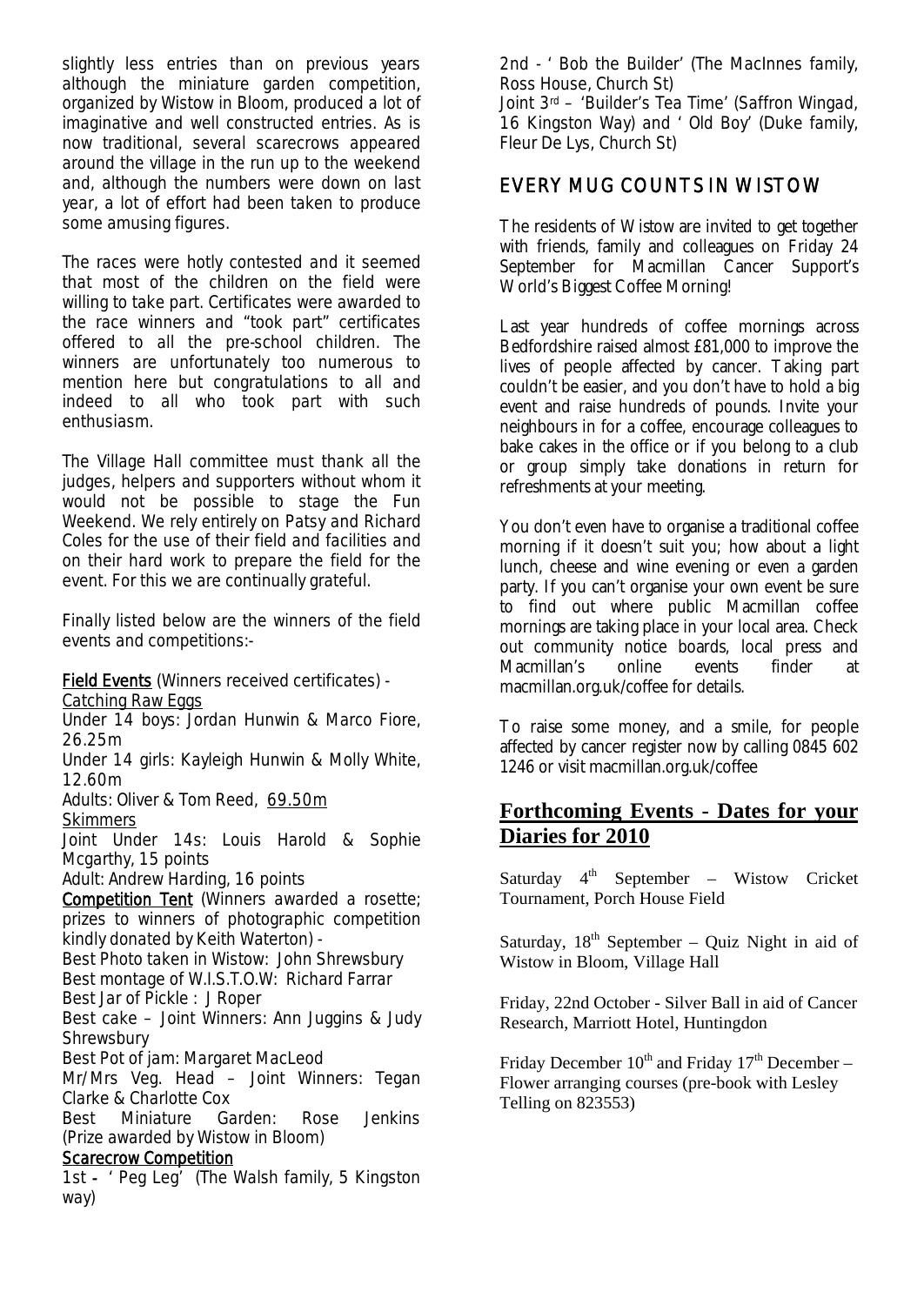slightly less entries than on previous years although the miniature garden competition, organized by Wistow in Bloom, produced a lot of imaginative and well constructed entries. As is now traditional, several scarecrows appeared around the village in the run up to the weekend and, although the numbers were down on last year, a lot of effort had been taken to produce some amusing figures.

The races were hotly contested and it seemed that most of the children on the field were willing to take part. Certificates were awarded to the race winners and "took part" certificates offered to all the pre-school children. The winners are unfortunately too numerous to mention here but congratulations to all and indeed to all who took part with such enthusiasm.

The Village Hall committee must thank all the judges, helpers and supporters without whom it would not be possible to stage the Fun Weekend. We rely entirely on Patsy and Richard Coles for the use of their field and facilities and on their hard work to prepare the field for the event. For this we are continually grateful.

Finally listed below are the winners of the field events and competitions:-

Field Events (Winners received certificates) -
Catching Raw Eggs
Under 14 boys: Jordan Hunwin & Marco Fiore, 26.25m
Under 14 girls: Kayleigh Hunwin & Molly White, 12.60m
Adults: Oliver & Tom Reed, 69.50m
Skimmers
Joint Under 14s: Louis Harold & Sophie Mcgarthy, 15 points
Adult: Andrew Harding, 16 points
Competition Tent (Winners awarded a rosette; prizes to winners of photographic competition kindly donated by Keith Waterton) -
Best Photo taken in Wistow: John Shrewsbury
Best montage of W.I.S.T.O.W: Richard Farrar
Best Jar of Pickle : J Roper
Best cake – Joint Winners: Ann Juggins & Judy Shrewsbury
Best Pot of jam: Margaret MacLeod
Mr/Mrs Veg. Head – Joint Winners: Tegan Clarke & Charlotte Cox
Best Miniature Garden: Rose Jenkins (Prize awarded by Wistow in Bloom)
Scarecrow Competition
1st - 'Peg Leg' (The Walsh family, 5 Kingston way)
2nd - 'Bob the Builder' (The MacInnes family, Ross House, Church St)
Joint 3rd – 'Builder's Tea Time' (Saffron Wingad, 16 Kingston Way) and 'Old Boy' (Duke family, Fleur De Lys, Church St)

## EVERY MUG COUNTS IN WISTOW

The residents of Wistow are invited to get together with friends, family and colleagues on Friday 24 September for Macmillan Cancer Support's World's Biggest Coffee Morning!

Last year hundreds of coffee mornings across Bedfordshire raised almost £81,000 to improve the lives of people affected by cancer. Taking part couldn't be easier, and you don't have to hold a big event and raise hundreds of pounds. Invite your neighbours in for a coffee, encourage colleagues to bake cakes in the office or if you belong to a club or group simply take donations in return for refreshments at your meeting.

You don't even have to organise a traditional coffee morning if it doesn't suit you; how about a light lunch, cheese and wine evening or even a garden party. If you can't organise your own event be sure to find out where public Macmillan coffee mornings are taking place in your local area. Check out community notice boards, local press and Macmillan's online events finder at macmillan.org.uk/coffee for details.

To raise some money, and a smile, for people affected by cancer register now by calling 0845 602 1246 or visit macmillan.org.uk/coffee

## Forthcoming Events - Dates for your Diaries for 2010

Saturday 4th September – Wistow Cricket Tournament, Porch House Field

Saturday, 18th September – Quiz Night in aid of Wistow in Bloom, Village Hall

Friday, 22nd October - Silver Ball in aid of Cancer Research, Marriott Hotel, Huntingdon

Friday December 10th and Friday 17th December – Flower arranging courses (pre-book with Lesley Telling on 823553)